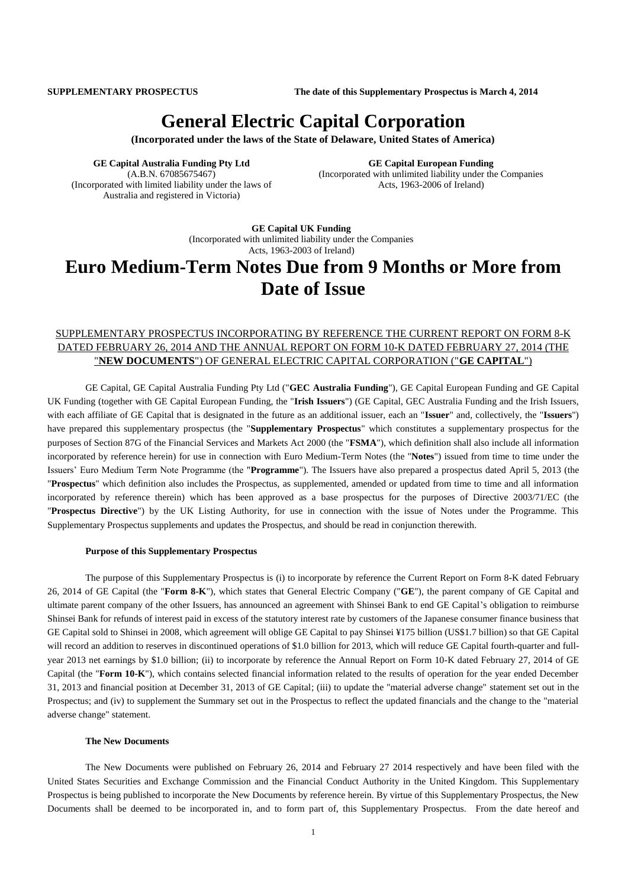**SUPPLEMENTARY PROSPECTUS** **The date of this Supplementary Prospectus is March 4, 2014**

# General Electric Capital Corporation

**(Incorporated under the laws of the State of Delaware, United States of America)**

**GE Capital Australia Funding Pty Ltd**
(A.B.N. 67085675467)
(Incorporated with limited liability under the laws of Australia and registered in Victoria)

**GE Capital European Funding**
(Incorporated with unlimited liability under the Companies Acts, 1963-2006 of Ireland)

**GE Capital UK Funding**
(Incorporated with unlimited liability under the Companies Acts, 1963-2003 of Ireland)

# Euro Medium-Term Notes Due from 9 Months or More from Date of Issue

SUPPLEMENTARY PROSPECTUS INCORPORATING BY REFERENCE THE CURRENT REPORT ON FORM 8-K DATED FEBRUARY 26, 2014 AND THE ANNUAL REPORT ON FORM 10-K DATED FEBRUARY 27, 2014 (THE "**NEW DOCUMENTS**") OF GENERAL ELECTRIC CAPITAL CORPORATION ("**GE CAPITAL**")

GE Capital, GE Capital Australia Funding Pty Ltd ("**GEC Australia Funding**"), GE Capital European Funding and GE Capital UK Funding (together with GE Capital European Funding, the "**Irish Issuers**") (GE Capital, GEC Australia Funding and the Irish Issuers, with each affiliate of GE Capital that is designated in the future as an additional issuer, each an "**Issuer**" and, collectively, the "**Issuers**") have prepared this supplementary prospectus (the "**Supplementary Prospectus**" which constitutes a supplementary prospectus for the purposes of Section 87G of the Financial Services and Markets Act 2000 (the "**FSMA**"), which definition shall also include all information incorporated by reference herein) for use in connection with Euro Medium-Term Notes (the "**Notes**") issued from time to time under the Issuers' Euro Medium Term Note Programme (the "**Programme**"). The Issuers have also prepared a prospectus dated April 5, 2013 (the "**Prospectus**" which definition also includes the Prospectus, as supplemented, amended or updated from time to time and all information incorporated by reference therein) which has been approved as a base prospectus for the purposes of Directive 2003/71/EC (the "**Prospectus Directive**") by the UK Listing Authority, for use in connection with the issue of Notes under the Programme. This Supplementary Prospectus supplements and updates the Prospectus, and should be read in conjunction therewith.

### Purpose of this Supplementary Prospectus

The purpose of this Supplementary Prospectus is (i) to incorporate by reference the Current Report on Form 8-K dated February 26, 2014 of GE Capital (the "**Form 8-K**"), which states that General Electric Company ("**GE**"), the parent company of GE Capital and ultimate parent company of the other Issuers, has announced an agreement with Shinsei Bank to end GE Capital's obligation to reimburse Shinsei Bank for refunds of interest paid in excess of the statutory interest rate by customers of the Japanese consumer finance business that GE Capital sold to Shinsei in 2008, which agreement will oblige GE Capital to pay Shinsei ¥175 billion (US$1.7 billion) so that GE Capital will record an addition to reserves in discontinued operations of $1.0 billion for 2013, which will reduce GE Capital fourth-quarter and full-year 2013 net earnings by $1.0 billion; (ii) to incorporate by reference the Annual Report on Form 10-K dated February 27, 2014 of GE Capital (the "**Form 10-K**"), which contains selected financial information related to the results of operation for the year ended December 31, 2013 and financial position at December 31, 2013 of GE Capital; (iii) to update the "material adverse change" statement set out in the Prospectus; and (iv) to supplement the Summary set out in the Prospectus to reflect the updated financials and the change to the "material adverse change" statement.

### The New Documents

The New Documents were published on February 26, 2014 and February 27 2014 respectively and have been filed with the United States Securities and Exchange Commission and the Financial Conduct Authority in the United Kingdom. This Supplementary Prospectus is being published to incorporate the New Documents by reference herein. By virtue of this Supplementary Prospectus, the New Documents shall be deemed to be incorporated in, and to form part of, this Supplementary Prospectus. From the date hereof and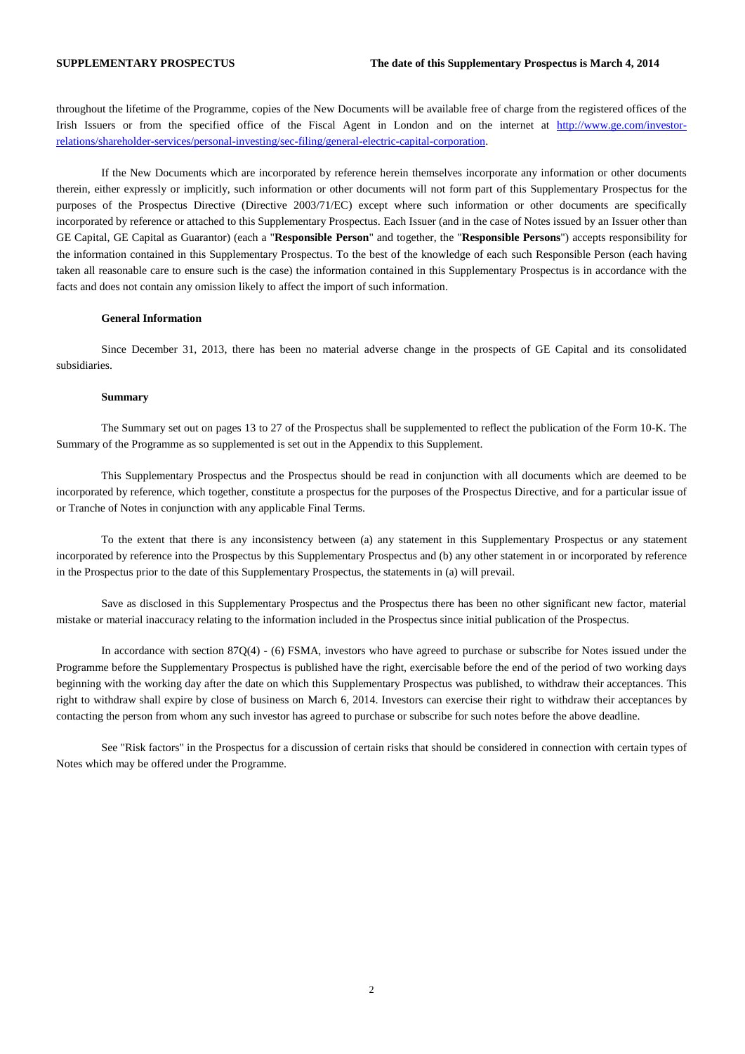throughout the lifetime of the Programme, copies of the New Documents will be available free of charge from the registered offices of the Irish Issuers or from the specified office of the Fiscal Agent in London and on the internet at [http://www.ge.com/investor-relations/shareholder-services/personal-investing/sec-filing/general-electric-capital-corporation](http://www.ge.com/investor-relations/shareholder-services/personal-investing/sec-filing/general-electric-capital-corporation).

If the New Documents which are incorporated by reference herein themselves incorporate any information or other documents therein, either expressly or implicitly, such information or other documents will not form part of this Supplementary Prospectus for the purposes of the Prospectus Directive (Directive 2003/71/EC) except where such information or other documents are specifically incorporated by reference or attached to this Supplementary Prospectus. Each Issuer (and in the case of Notes issued by an Issuer other than GE Capital, GE Capital as Guarantor) (each a "**Responsible Person**" and together, the "**Responsible Persons**") accepts responsibility for the information contained in this Supplementary Prospectus. To the best of the knowledge of each such Responsible Person (each having taken all reasonable care to ensure such is the case) the information contained in this Supplementary Prospectus is in accordance with the facts and does not contain any omission likely to affect the import of such information.

**General Information**

Since December 31, 2013, there has been no material adverse change in the prospects of GE Capital and its consolidated subsidiaries.

**Summary**

The Summary set out on pages 13 to 27 of the Prospectus shall be supplemented to reflect the publication of the Form 10-K. The Summary of the Programme as so supplemented is set out in the Appendix to this Supplement.

This Supplementary Prospectus and the Prospectus should be read in conjunction with all documents which are deemed to be incorporated by reference, which together, constitute a prospectus for the purposes of the Prospectus Directive, and for a particular issue of or Tranche of Notes in conjunction with any applicable Final Terms.

To the extent that there is any inconsistency between (a) any statement in this Supplementary Prospectus or any statement incorporated by reference into the Prospectus by this Supplementary Prospectus and (b) any other statement in or incorporated by reference in the Prospectus prior to the date of this Supplementary Prospectus, the statements in (a) will prevail.

Save as disclosed in this Supplementary Prospectus and the Prospectus there has been no other significant new factor, material mistake or material inaccuracy relating to the information included in the Prospectus since initial publication of the Prospectus.

In accordance with section 87Q(4) - (6) FSMA, investors who have agreed to purchase or subscribe for Notes issued under the Programme before the Supplementary Prospectus is published have the right, exercisable before the end of the period of two working days beginning with the working day after the date on which this Supplementary Prospectus was published, to withdraw their acceptances. This right to withdraw shall expire by close of business on March 6, 2014. Investors can exercise their right to withdraw their acceptances by contacting the person from whom any such investor has agreed to purchase or subscribe for such notes before the above deadline.

See "Risk factors" in the Prospectus for a discussion of certain risks that should be considered in connection with certain types of Notes which may be offered under the Programme.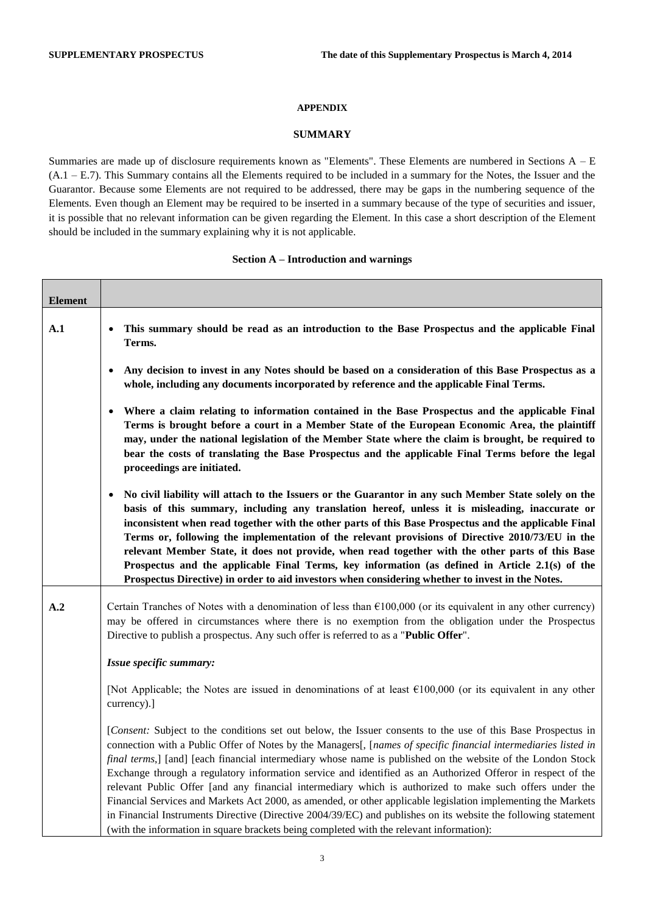## APPENDIX

## SUMMARY

Summaries are made up of disclosure requirements known as "Elements". These Elements are numbered in Sections A – E (A.1 – E.7). This Summary contains all the Elements required to be included in a summary for the Notes, the Issuer and the Guarantor. Because some Elements are not required to be addressed, there may be gaps in the numbering sequence of the Elements. Even though an Element may be required to be inserted in a summary because of the type of securities and issuer, it is possible that no relevant information can be given regarding the Element. In this case a short description of the Element should be included in the summary explaining why it is not applicable.

### Section A – Introduction and warnings

| Element | |
|---|---|
| A.1 | • **This summary should be read as an introduction to the Base Prospectus and the applicable Final Terms.**<br><br>• **Any decision to invest in any Notes should be based on a consideration of this Base Prospectus as a whole, including any documents incorporated by reference and the applicable Final Terms.**<br><br>• **Where a claim relating to information contained in the Base Prospectus and the applicable Final Terms is brought before a court in a Member State of the European Economic Area, the plaintiff may, under the national legislation of the Member State where the claim is brought, be required to bear the costs of translating the Base Prospectus and the applicable Final Terms before the legal proceedings are initiated.**<br><br>• **No civil liability will attach to the Issuers or the Guarantor in any such Member State solely on the basis of this summary, including any translation hereof, unless it is misleading, inaccurate or inconsistent when read together with the other parts of this Base Prospectus and the applicable Final Terms or, following the implementation of the relevant provisions of Directive 2010/73/EU in the relevant Member State, it does not provide, when read together with the other parts of this Base Prospectus and the applicable Final Terms, key information (as defined in Article 2.1(s) of the Prospectus Directive) in order to aid investors when considering whether to invest in the Notes.** |
| A.2 | Certain Tranches of Notes with a denomination of less than €100,000 (or its equivalent in any other currency) may be offered in circumstances where there is no exemption from the obligation under the Prospectus Directive to publish a prospectus. Any such offer is referred to as a "**Public Offer**".<br><br>***Issue specific summary:***<br><br>[Not Applicable; the Notes are issued in denominations of at least €100,000 (or its equivalent in any other currency).]<br><br>[*Consent:* Subject to the conditions set out below, the Issuer consents to the use of this Base Prospectus in connection with a Public Offer of Notes by the Managers[, [*names of specific financial intermediaries listed in final terms*,] [and] [each financial intermediary whose name is published on the website of the London Stock Exchange through a regulatory information service and identified as an Authorized Offeror in respect of the relevant Public Offer [and any financial intermediary which is authorized to make such offers under the Financial Services and Markets Act 2000, as amended, or other applicable legislation implementing the Markets in Financial Instruments Directive (Directive 2004/39/EC) and publishes on its website the following statement (with the information in square brackets being completed with the relevant information): |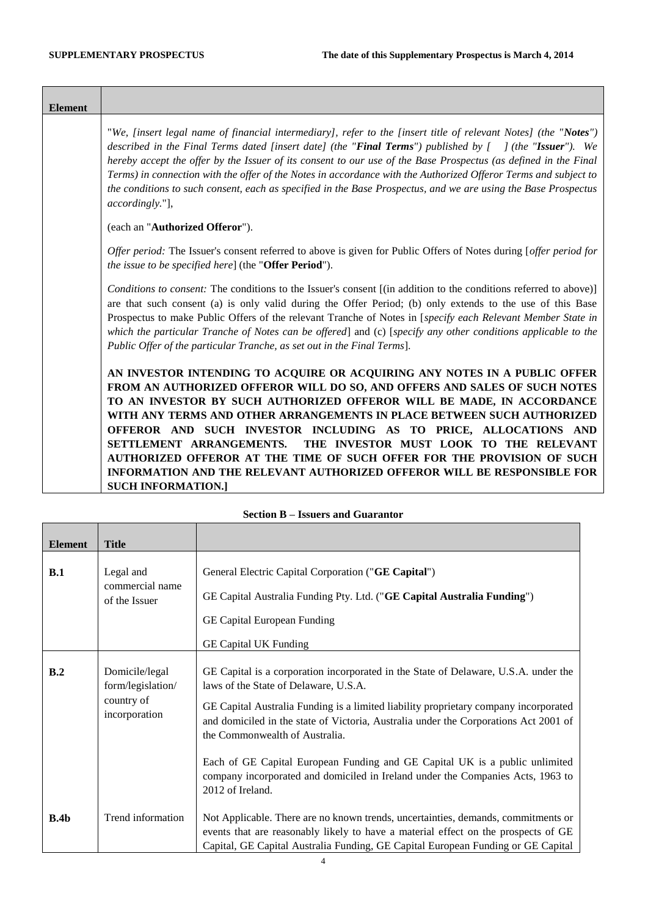| Element | |
|---|---|
| | "*We, [insert legal name of financial intermediary], refer to the [insert title of relevant Notes] (the "**Notes**") described in the Final Terms dated [insert date] (the "**Final Terms**") published by [ ] (the "**Issuer**"). We hereby accept the offer by the Issuer of its consent to our use of the Base Prospectus (as defined in the Final Terms) in connection with the offer of the Notes in accordance with the Authorized Offeror Terms and subject to the conditions to such consent, each as specified in the Base Prospectus, and we are using the Base Prospectus accordingly.*"],<br><br>(each an "**Authorized Offeror**").<br><br>*Offer period:* The Issuer's consent referred to above is given for Public Offers of Notes during [*offer period for the issue to be specified here*] (the "**Offer Period**").<br><br>*Conditions to consent:* The conditions to the Issuer's consent [(in addition to the conditions referred to above)] are that such consent (a) is only valid during the Offer Period; (b) only extends to the use of this Base Prospectus to make Public Offers of the relevant Tranche of Notes in [*specify each Relevant Member State in which the particular Tranche of Notes can be offered*] and (c) [*specify any other conditions applicable to the Public Offer of the particular Tranche, as set out in the Final Terms*].<br><br>**AN INVESTOR INTENDING TO ACQUIRE OR ACQUIRING ANY NOTES IN A PUBLIC OFFER FROM AN AUTHORIZED OFFEROR WILL DO SO, AND OFFERS AND SALES OF SUCH NOTES TO AN INVESTOR BY SUCH AUTHORIZED OFFEROR WILL BE MADE, IN ACCORDANCE WITH ANY TERMS AND OTHER ARRANGEMENTS IN PLACE BETWEEN SUCH AUTHORIZED OFFEROR AND SUCH INVESTOR INCLUDING AS TO PRICE, ALLOCATIONS AND SETTLEMENT ARRANGEMENTS. THE INVESTOR MUST LOOK TO THE RELEVANT AUTHORIZED OFFEROR AT THE TIME OF SUCH OFFER FOR THE PROVISION OF SUCH INFORMATION AND THE RELEVANT AUTHORIZED OFFEROR WILL BE RESPONSIBLE FOR SUCH INFORMATION.]** |

**Section B – Issuers and Guarantor**

| Element | Title | |
|---|---|---|
| **B.1** | Legal and commercial name of the Issuer | General Electric Capital Corporation ("**GE Capital**")<br><br>GE Capital Australia Funding Pty. Ltd. ("**GE Capital Australia Funding**")<br><br>GE Capital European Funding<br><br>GE Capital UK Funding |
| **B.2** | Domicile/legal form/legislation/ country of incorporation | GE Capital is a corporation incorporated in the State of Delaware, U.S.A. under the laws of the State of Delaware, U.S.A.<br><br>GE Capital Australia Funding is a limited liability proprietary company incorporated and domiciled in the state of Victoria, Australia under the Corporations Act 2001 of the Commonwealth of Australia.<br><br>Each of GE Capital European Funding and GE Capital UK is a public unlimited company incorporated and domiciled in Ireland under the Companies Acts, 1963 to 2012 of Ireland. |
| **B.4b** | Trend information | Not Applicable. There are no known trends, uncertainties, demands, commitments or events that are reasonably likely to have a material effect on the prospects of GE Capital, GE Capital Australia Funding, GE Capital European Funding or GE Capital |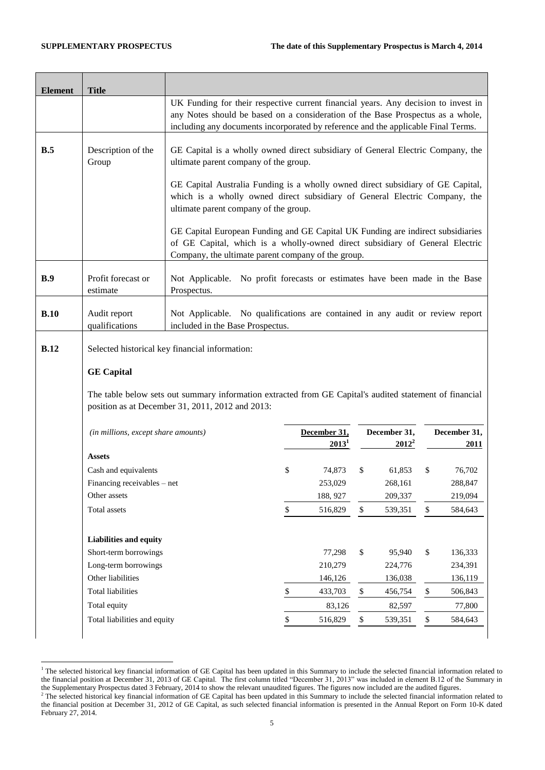| Element | Title | |
|---|---|---|
| | | UK Funding for their respective current financial years. Any decision to invest in any Notes should be based on a consideration of the Base Prospectus as a whole, including any documents incorporated by reference and the applicable Final Terms. |
| **B.5** | Description of the Group | GE Capital is a wholly owned direct subsidiary of General Electric Company, the ultimate parent company of the group.<br><br>GE Capital Australia Funding is a wholly owned direct subsidiary of GE Capital, which is a wholly owned direct subsidiary of General Electric Company, the ultimate parent company of the group.<br><br>GE Capital European Funding and GE Capital UK Funding are indirect subsidiaries of GE Capital, which is a wholly-owned direct subsidiary of General Electric Company, the ultimate parent company of the group. |
| **B.9** | Profit forecast or estimate | Not Applicable. No profit forecasts or estimates have been made in the Base Prospectus. |
| **B.10** | Audit report qualifications | Not Applicable. No qualifications are contained in any audit or review report included in the Base Prospectus. |
| **B.12** | Selected historical key financial information: | |

**GE Capital**

The table below sets out summary information extracted from GE Capital's audited statement of financial position as at December 31, 2011, 2012 and 2013:

| *(in millions, except share amounts)* | December 31, 2013[1] | December 31, 2012[2] | December 31, 2011 |
|---|---|---|---|
| **Assets** | | | |
| Cash and equivalents | $ 74,873 | $ 61,853 | $ 76,702 |
| Financing receivables – net | 253,029 | 268,161 | 288,847 |
| Other assets | 188, 927 | 209,337 | 219,094 |
| Total assets | $ 516,829 | $ 539,351 | $ 584,643 |
| **Liabilities and equity** | | | |
| Short-term borrowings | 77,298 | $ 95,940 | $ 136,333 |
| Long-term borrowings | 210,279 | 224,776 | 234,391 |
| Other liabilities | 146,126 | 136,038 | 136,119 |
| Total liabilities | $ 433,703 | $ 456,754 | $ 506,843 |
| Total equity | 83,126 | 82,597 | 77,800 |
| Total liabilities and equity | $ 516,829 | $ 539,351 | $ 584,643 |

[1] The selected historical key financial information of GE Capital has been updated in this Summary to include the selected financial information related to the financial position at December 31, 2013 of GE Capital. The first column titled "December 31, 2013" was included in element B.12 of the Summary in the Supplementary Prospectus dated 3 February, 2014 to show the relevant unaudited figures. The figures now included are the audited figures.

[2] The selected historical key financial information of GE Capital has been updated in this Summary to include the selected financial information related to the financial position at December 31, 2012 of GE Capital, as such selected financial information is presented in the Annual Report on Form 10-K dated February 27, 2014.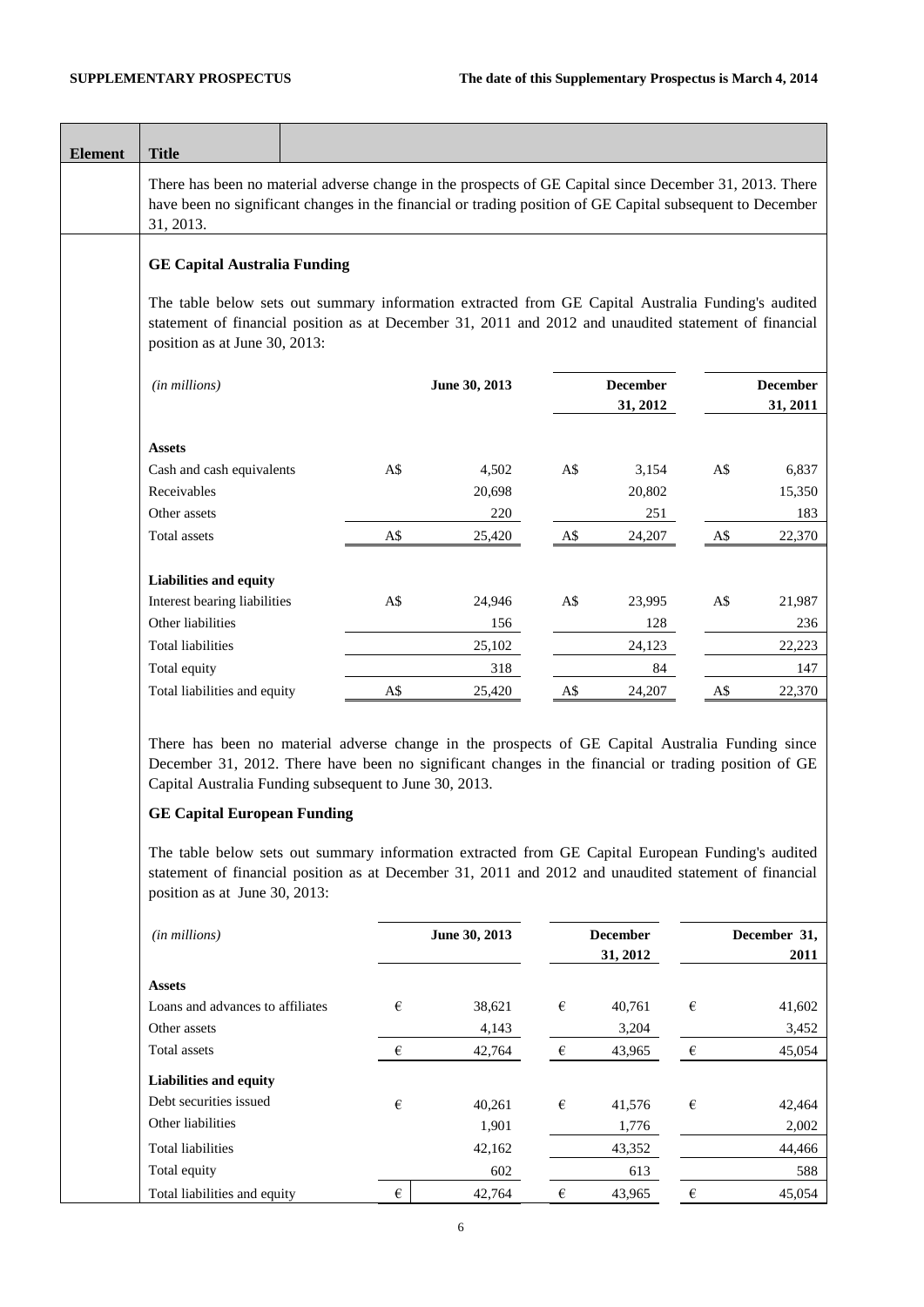| Element | Title | |
|---|---|---|

There has been no material adverse change in the prospects of GE Capital since December 31, 2013. There have been no significant changes in the financial or trading position of GE Capital subsequent to December 31, 2013.

**GE Capital Australia Funding**

The table below sets out summary information extracted from GE Capital Australia Funding's audited statement of financial position as at December 31, 2011 and 2012 and unaudited statement of financial position as at June 30, 2013:

| *(in millions)* | | **June 30, 2013** | | **December 31, 2012** | | **December 31, 2011** |
|---|---|---|---|---|---|---|
| **Assets** | | | | | | |
| Cash and cash equivalents | A$ | 4,502 | A$ | 3,154 | A$ | 6,837 |
| Receivables | | 20,698 | | 20,802 | | 15,350 |
| Other assets | | 220 | | 251 | | 183 |
| Total assets | A$ | 25,420 | A$ | 24,207 | A$ | 22,370 |
| **Liabilities and equity** | | | | | | |
| Interest bearing liabilities | A$ | 24,946 | A$ | 23,995 | A$ | 21,987 |
| Other liabilities | | 156 | | 128 | | 236 |
| Total liabilities | | 25,102 | | 24,123 | | 22,223 |
| Total equity | | 318 | | 84 | | 147 |
| Total liabilities and equity | A$ | 25,420 | A$ | 24,207 | A$ | 22,370 |

There has been no material adverse change in the prospects of GE Capital Australia Funding since December 31, 2012. There have been no significant changes in the financial or trading position of GE Capital Australia Funding subsequent to June 30, 2013.

**GE Capital European Funding**

The table below sets out summary information extracted from GE Capital European Funding's audited statement of financial position as at December 31, 2011 and 2012 and unaudited statement of financial position as at June 30, 2013:

| *(in millions)* | | **June 30, 2013** | | **December 31, 2012** | | **December 31, 2011** |
|---|---|---|---|---|---|---|
| **Assets** | | | | | | |
| Loans and advances to affiliates | € | 38,621 | € | 40,761 | € | 41,602 |
| Other assets | | 4,143 | | 3,204 | | 3,452 |
| Total assets | € | 42,764 | € | 43,965 | € | 45,054 |
| **Liabilities and equity** | | | | | | |
| Debt securities issued | € | 40,261 | € | 41,576 | € | 42,464 |
| Other liabilities | | 1,901 | | 1,776 | | 2,002 |
| Total liabilities | | 42,162 | | 43,352 | | 44,466 |
| Total equity | | 602 | | 613 | | 588 |
| Total liabilities and equity | € | 42,764 | € | 43,965 | € | 45,054 |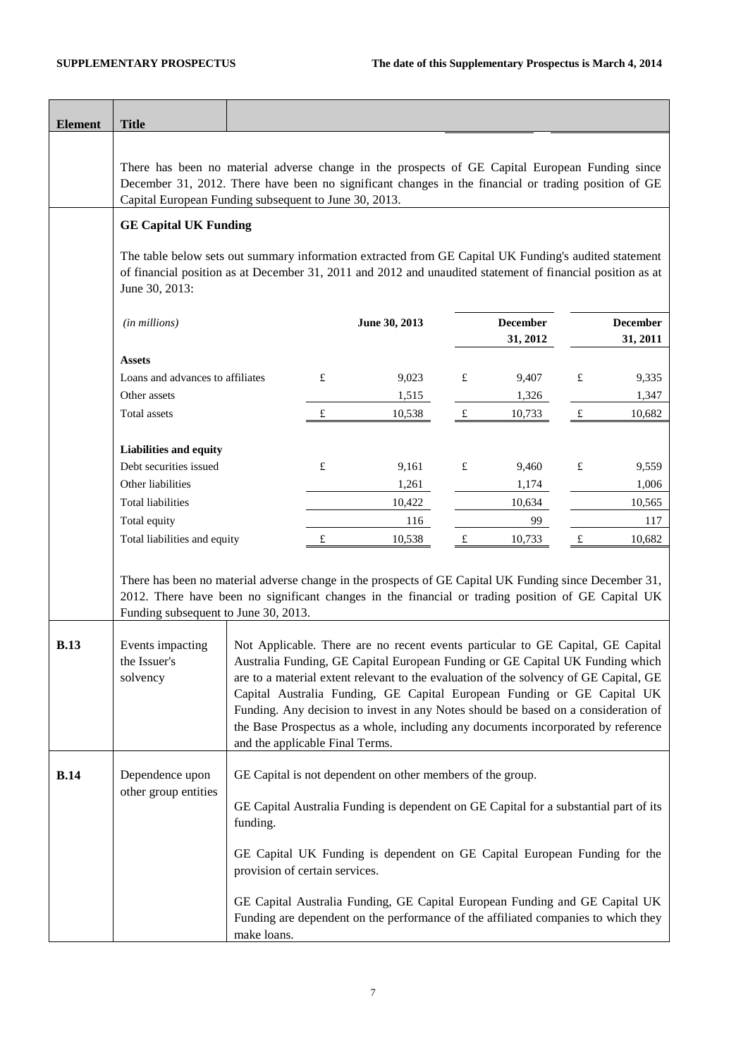| Element | Title | |
|---|---|---|
| | There has been no material adverse change in the prospects of GE Capital European Funding since December 31, 2012. There have been no significant changes in the financial or trading position of GE Capital European Funding subsequent to June 30, 2013. | |

**GE Capital UK Funding**

The table below sets out summary information extracted from GE Capital UK Funding's audited statement of financial position as at December 31, 2011 and 2012 and unaudited statement of financial position as at June 30, 2013:

| *(in millions)* | | June 30, 2013 | | December 31, 2012 | | December 31, 2011 |
|---|---|---|---|---|---|---|
| **Assets** | | | | | | |
| Loans and advances to affiliates | £ | 9,023 | £ | 9,407 | £ | 9,335 |
| Other assets | | 1,515 | | 1,326 | | 1,347 |
| Total assets | £ | 10,538 | £ | 10,733 | £ | 10,682 |
| **Liabilities and equity** | | | | | | |
| Debt securities issued | £ | 9,161 | £ | 9,460 | £ | 9,559 |
| Other liabilities | | 1,261 | | 1,174 | | 1,006 |
| Total liabilities | | 10,422 | | 10,634 | | 10,565 |
| Total equity | | 116 | | 99 | | 117 |
| Total liabilities and equity | £ | 10,538 | £ | 10,733 | £ | 10,682 |

There has been no material adverse change in the prospects of GE Capital UK Funding since December 31, 2012. There have been no significant changes in the financial or trading position of GE Capital UK Funding subsequent to June 30, 2013.

| Element | Title | |
|---|---|---|
| **B.13** | Events impacting the Issuer's solvency | Not Applicable. There are no recent events particular to GE Capital, GE Capital Australia Funding, GE Capital European Funding or GE Capital UK Funding which are to a material extent relevant to the evaluation of the solvency of GE Capital, GE Capital Australia Funding, GE Capital European Funding or GE Capital UK Funding. Any decision to invest in any Notes should be based on a consideration of the Base Prospectus as a whole, including any documents incorporated by reference and the applicable Final Terms. |
| **B.14** | Dependence upon other group entities | GE Capital is not dependent on other members of the group.<br><br>GE Capital Australia Funding is dependent on GE Capital for a substantial part of its funding.<br><br>GE Capital UK Funding is dependent on GE Capital European Funding for the provision of certain services.<br><br>GE Capital Australia Funding, GE Capital European Funding and GE Capital UK Funding are dependent on the performance of the affiliated companies to which they make loans. |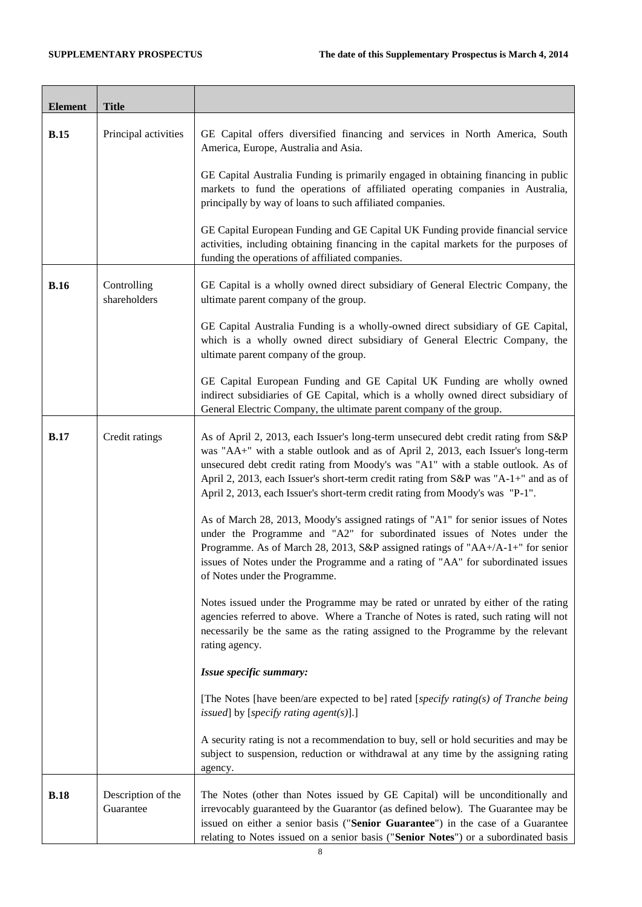| Element | Title | |
|---|---|---|
| **B.15** | Principal activities | GE Capital offers diversified financing and services in North America, South America, Europe, Australia and Asia.<br><br>GE Capital Australia Funding is primarily engaged in obtaining financing in public markets to fund the operations of affiliated operating companies in Australia, principally by way of loans to such affiliated companies.<br><br>GE Capital European Funding and GE Capital UK Funding provide financial service activities, including obtaining financing in the capital markets for the purposes of funding the operations of affiliated companies. |
| **B.16** | Controlling shareholders | GE Capital is a wholly owned direct subsidiary of General Electric Company, the ultimate parent company of the group.<br><br>GE Capital Australia Funding is a wholly-owned direct subsidiary of GE Capital, which is a wholly owned direct subsidiary of General Electric Company, the ultimate parent company of the group.<br><br>GE Capital European Funding and GE Capital UK Funding are wholly owned indirect subsidiaries of GE Capital, which is a wholly owned direct subsidiary of General Electric Company, the ultimate parent company of the group. |
| **B.17** | Credit ratings | As of April 2, 2013, each Issuer's long-term unsecured debt credit rating from S&P was "AA+" with a stable outlook and as of April 2, 2013, each Issuer's long-term unsecured debt credit rating from Moody's was "A1" with a stable outlook. As of April 2, 2013, each Issuer's short-term credit rating from S&P was "A-1+" and as of April 2, 2013, each Issuer's short-term credit rating from Moody's was "P-1".<br><br>As of March 28, 2013, Moody's assigned ratings of "A1" for senior issues of Notes under the Programme and "A2" for subordinated issues of Notes under the Programme. As of March 28, 2013, S&P assigned ratings of "AA+/A-1+" for senior issues of Notes under the Programme and a rating of "AA" for subordinated issues of Notes under the Programme.<br><br>Notes issued under the Programme may be rated or unrated by either of the rating agencies referred to above. Where a Tranche of Notes is rated, such rating will not necessarily be the same as the rating assigned to the Programme by the relevant rating agency.<br><br>***Issue specific summary:***<br><br>[The Notes [have been/are expected to be] rated [*specify rating(s) of Tranche being issued*] by [*specify rating agent(s)*].]<br><br>A security rating is not a recommendation to buy, sell or hold securities and may be subject to suspension, reduction or withdrawal at any time by the assigning rating agency. |
| **B.18** | Description of the Guarantee | The Notes (other than Notes issued by GE Capital) will be unconditionally and irrevocably guaranteed by the Guarantor (as defined below). The Guarantee may be issued on either a senior basis ("**Senior Guarantee**") in the case of a Guarantee relating to Notes issued on a senior basis ("**Senior Notes**") or a subordinated basis |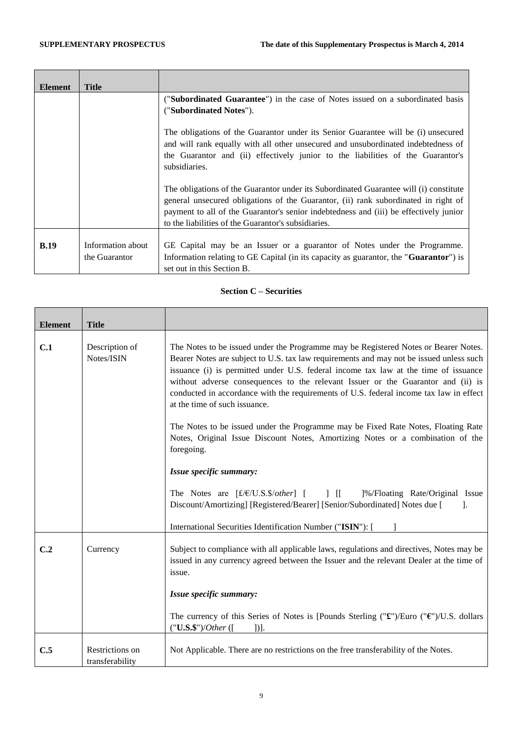| Element | Title | |
|---|---|---|
| | | ("**Subordinated Guarantee**") in the case of Notes issued on a subordinated basis ("**Subordinated Notes**").<br><br>The obligations of the Guarantor under its Senior Guarantee will be (i) unsecured and will rank equally with all other unsecured and unsubordinated indebtedness of the Guarantor and (ii) effectively junior to the liabilities of the Guarantor's subsidiaries.<br><br>The obligations of the Guarantor under its Subordinated Guarantee will (i) constitute general unsecured obligations of the Guarantor, (ii) rank subordinated in right of payment to all of the Guarantor's senior indebtedness and (iii) be effectively junior to the liabilities of the Guarantor's subsidiaries. |
| **B.19** | Information about the Guarantor | GE Capital may be an Issuer or a guarantor of Notes under the Programme. Information relating to GE Capital (in its capacity as guarantor, the "**Guarantor**") is set out in this Section B. |

**Section C – Securities**

| Element | Title | |
|---|---|---|
| **C.1** | Description of Notes/ISIN | The Notes to be issued under the Programme may be Registered Notes or Bearer Notes. Bearer Notes are subject to U.S. tax law requirements and may not be issued unless such issuance (i) is permitted under U.S. federal income tax law at the time of issuance without adverse consequences to the relevant Issuer or the Guarantor and (ii) is conducted in accordance with the requirements of U.S. federal income tax law in effect at the time of such issuance.<br><br>The Notes to be issued under the Programme may be Fixed Rate Notes, Floating Rate Notes, Original Issue Discount Notes, Amortizing Notes or a combination of the foregoing.<br><br>***Issue specific summary:***<br><br>The Notes are [£/€/U.S.$/*other*] [ ] [[ ]%/Floating Rate/Original Issue Discount/Amortizing] [Registered/Bearer] [Senior/Subordinated] Notes due [ ].<br><br>International Securities Identification Number ("**ISIN**"): [ ] |
| **C.2** | Currency | Subject to compliance with all applicable laws, regulations and directives, Notes may be issued in any currency agreed between the Issuer and the relevant Dealer at the time of issue.<br><br>***Issue specific summary:***<br><br>The currency of this Series of Notes is [Pounds Sterling ("**£**")/Euro ("**€**")/U.S. dollars ("**U.S.$**")/*Other* ([ ])]. |
| **C.5** | Restrictions on transferability | Not Applicable. There are no restrictions on the free transferability of the Notes. |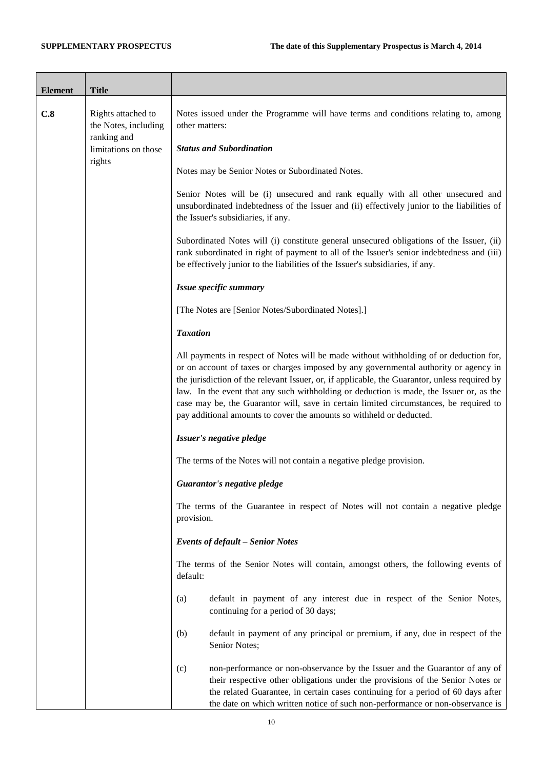| Element | Title | |
|---|---|---|
| C.8 | Rights attached to the Notes, including ranking and limitations on those rights | Notes issued under the Programme will have terms and conditions relating to, among other matters:<br><br>***Status and Subordination***<br><br>Notes may be Senior Notes or Subordinated Notes.<br><br>Senior Notes will be (i) unsecured and rank equally with all other unsecured and unsubordinated indebtedness of the Issuer and (ii) effectively junior to the liabilities of the Issuer's subsidiaries, if any.<br><br>Subordinated Notes will (i) constitute general unsecured obligations of the Issuer, (ii) rank subordinated in right of payment to all of the Issuer's senior indebtedness and (iii) be effectively junior to the liabilities of the Issuer's subsidiaries, if any.<br><br>***Issue specific summary***<br><br>[The Notes are [Senior Notes/Subordinated Notes].]<br><br>***Taxation***<br><br>All payments in respect of Notes will be made without withholding of or deduction for, or on account of taxes or charges imposed by any governmental authority or agency in the jurisdiction of the relevant Issuer, or, if applicable, the Guarantor, unless required by law. In the event that any such withholding or deduction is made, the Issuer or, as the case may be, the Guarantor will, save in certain limited circumstances, be required to pay additional amounts to cover the amounts so withheld or deducted.<br><br>***Issuer's negative pledge***<br><br>The terms of the Notes will not contain a negative pledge provision.<br><br>***Guarantor's negative pledge***<br><br>The terms of the Guarantee in respect of Notes will not contain a negative pledge provision.<br><br>***Events of default – Senior Notes***<br><br>The terms of the Senior Notes will contain, amongst others, the following events of default:<br><br>(a) default in payment of any interest due in respect of the Senior Notes, continuing for a period of 30 days;<br><br>(b) default in payment of any principal or premium, if any, due in respect of the Senior Notes;<br><br>(c) non-performance or non-observance by the Issuer and the Guarantor of any of their respective other obligations under the provisions of the Senior Notes or the related Guarantee, in certain cases continuing for a period of 60 days after the date on which written notice of such non-performance or non-observance is |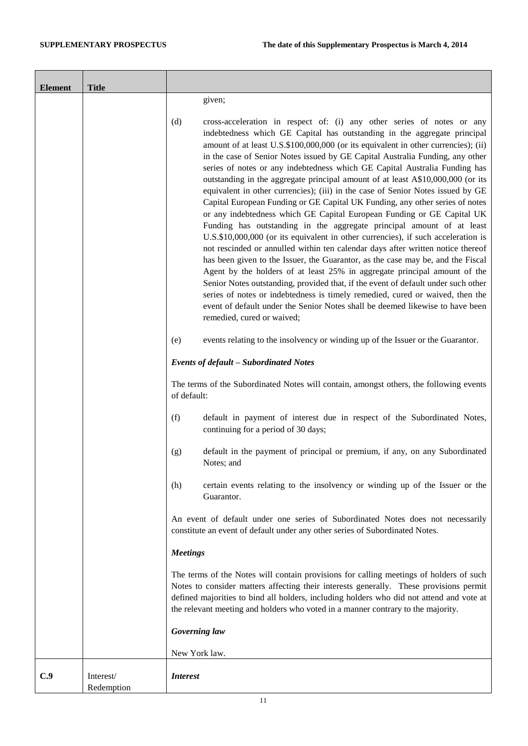| Element | Title | |
|---|---|---|
| | | given;<br><br>(d) cross-acceleration in respect of: (i) any other series of notes or any indebtedness which GE Capital has outstanding in the aggregate principal amount of at least U.S.$100,000,000 (or its equivalent in other currencies); (ii) in the case of Senior Notes issued by GE Capital Australia Funding, any other series of notes or any indebtedness which GE Capital Australia Funding has outstanding in the aggregate principal amount of at least A$10,000,000 (or its equivalent in other currencies); (iii) in the case of Senior Notes issued by GE Capital European Funding or GE Capital UK Funding, any other series of notes or any indebtedness which GE Capital European Funding or GE Capital UK Funding has outstanding in the aggregate principal amount of at least U.S.$10,000,000 (or its equivalent in other currencies), if such acceleration is not rescinded or annulled within ten calendar days after written notice thereof has been given to the Issuer, the Guarantor, as the case may be, and the Fiscal Agent by the holders of at least 25% in aggregate principal amount of the Senior Notes outstanding, provided that, if the event of default under such other series of notes or indebtedness is timely remedied, cured or waived, then the event of default under the Senior Notes shall be deemed likewise to have been remedied, cured or waived;<br><br>(e) events relating to the insolvency or winding up of the Issuer or the Guarantor.<br><br>***Events of default – Subordinated Notes***<br><br>The terms of the Subordinated Notes will contain, amongst others, the following events of default:<br><br>(f) default in payment of interest due in respect of the Subordinated Notes, continuing for a period of 30 days;<br><br>(g) default in the payment of principal or premium, if any, on any Subordinated Notes; and<br><br>(h) certain events relating to the insolvency or winding up of the Issuer or the Guarantor.<br><br>An event of default under one series of Subordinated Notes does not necessarily constitute an event of default under any other series of Subordinated Notes.<br><br>***Meetings***<br><br>The terms of the Notes will contain provisions for calling meetings of holders of such Notes to consider matters affecting their interests generally. These provisions permit defined majorities to bind all holders, including holders who did not attend and vote at the relevant meeting and holders who voted in a manner contrary to the majority.<br><br>***Governing law***<br><br>New York law. |
| **C.9** | Interest/ Redemption | ***Interest*** |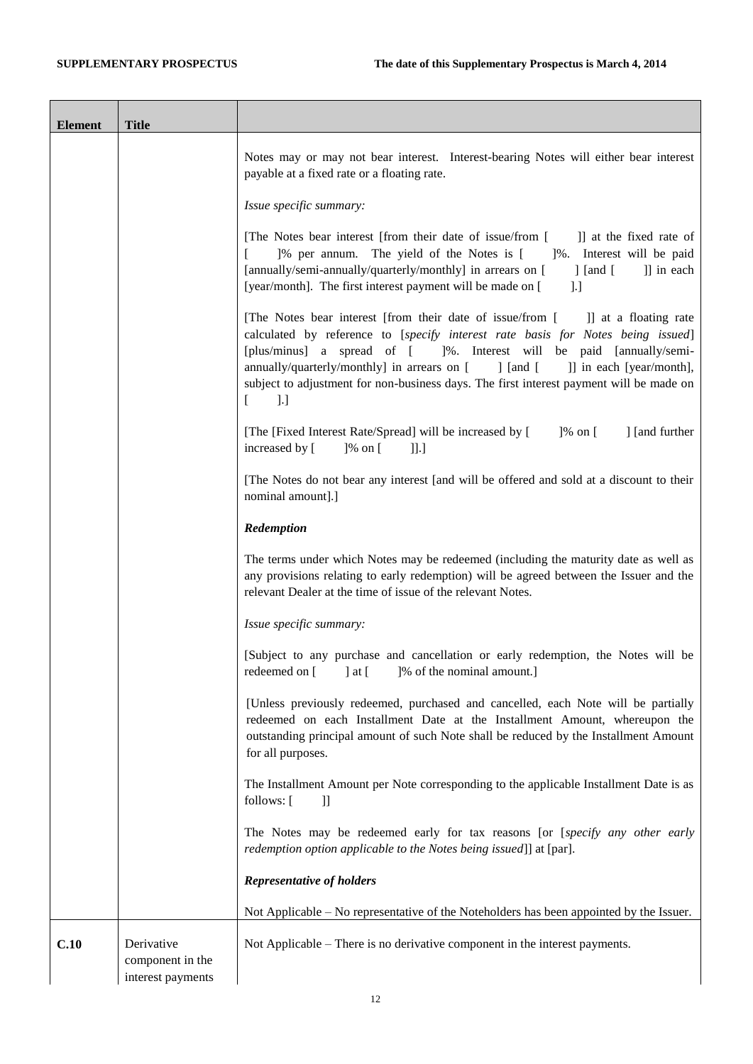| Element | Title | |
|---|---|---|
| | | Notes may or may not bear interest. Interest-bearing Notes will either bear interest payable at a fixed rate or a floating rate.<br><br>*Issue specific summary:*<br><br>[The Notes bear interest [from their date of issue/from [ ]] at the fixed rate of [ ]% per annum. The yield of the Notes is [ ]%. Interest will be paid [annually/semi-annually/quarterly/monthly] in arrears on [ ] [and [ ]] in each [year/month]. The first interest payment will be made on [ ].]<br><br>[The Notes bear interest [from their date of issue/from [ ]] at a floating rate calculated by reference to [*specify interest rate basis for Notes being issued*] [plus/minus] a spread of [ ]%. Interest will be paid [annually/semi-annually/quarterly/monthly] in arrears on [ ] [and [ ]] in each [year/month], subject to adjustment for non-business days. The first interest payment will be made on [ ].]<br><br>[The [Fixed Interest Rate/Spread] will be increased by [ ]% on [ ] [and further increased by [ ]% on [ ]].]<br><br>[The Notes do not bear any interest [and will be offered and sold at a discount to their nominal amount].]<br><br>***Redemption***<br><br>The terms under which Notes may be redeemed (including the maturity date as well as any provisions relating to early redemption) will be agreed between the Issuer and the relevant Dealer at the time of issue of the relevant Notes.<br><br>*Issue specific summary:*<br><br>[Subject to any purchase and cancellation or early redemption, the Notes will be redeemed on [ ] at [ ]% of the nominal amount.]<br><br>[Unless previously redeemed, purchased and cancelled, each Note will be partially redeemed on each Installment Date at the Installment Amount, whereupon the outstanding principal amount of such Note shall be reduced by the Installment Amount for all purposes.<br><br>The Installment Amount per Note corresponding to the applicable Installment Date is as follows: [ ]]<br><br>The Notes may be redeemed early for tax reasons [or [*specify any other early redemption option applicable to the Notes being issued*]] at [par].<br><br>***Representative of holders***<br><br>Not Applicable – No representative of the Noteholders has been appointed by the Issuer. |
| C.10 | Derivative component in the interest payments | Not Applicable – There is no derivative component in the interest payments. |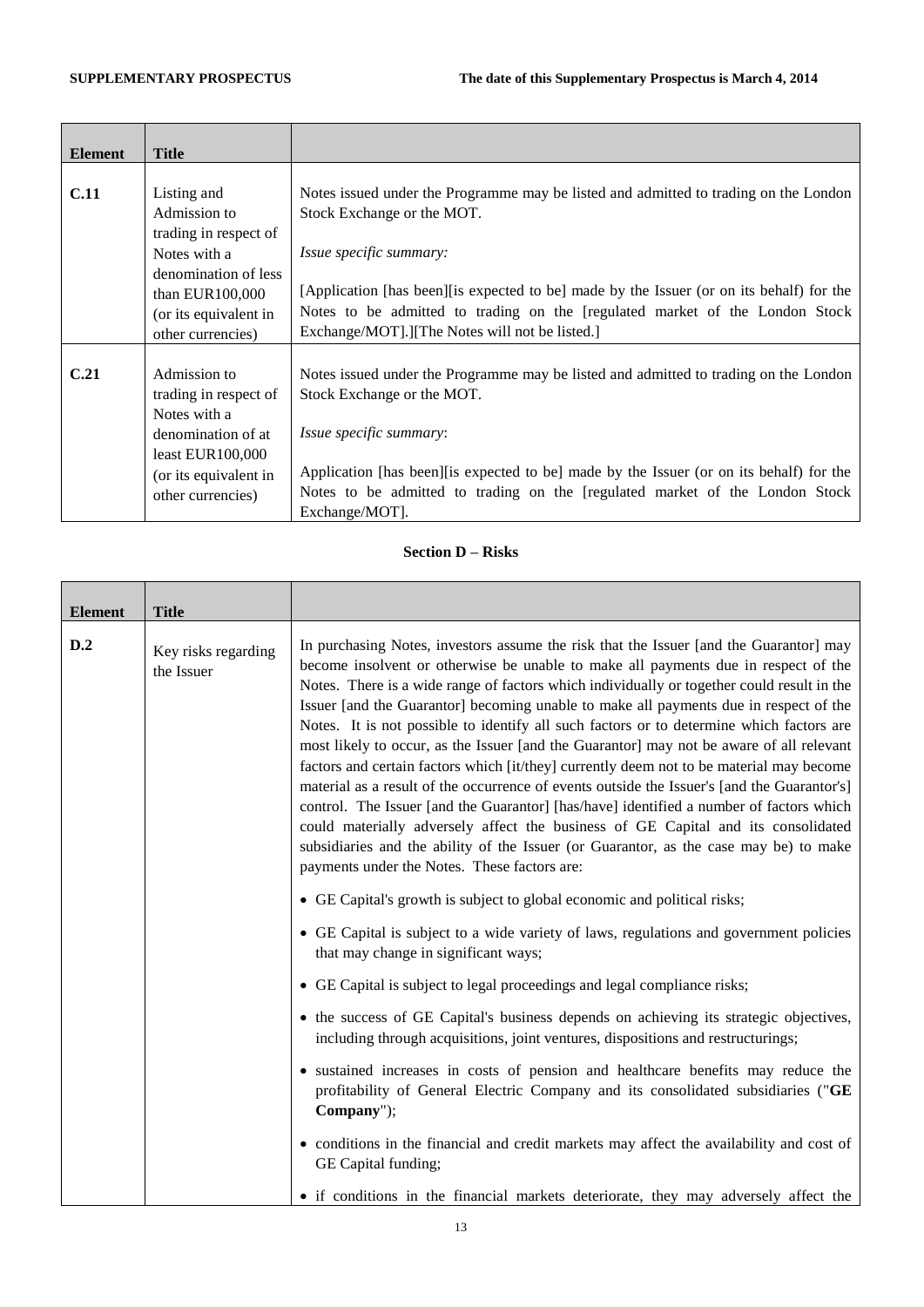| Element | Title | |
|---|---|---|
| **C.11** | Listing and Admission to trading in respect of Notes with a denomination of less than EUR100,000 (or its equivalent in other currencies) | Notes issued under the Programme may be listed and admitted to trading on the London Stock Exchange or the MOT.<br><br>*Issue specific summary:*<br><br>[Application [has been][is expected to be] made by the Issuer (or on its behalf) for the Notes to be admitted to trading on the [regulated market of the London Stock Exchange/MOT].][The Notes will not be listed.] |
| **C.21** | Admission to trading in respect of Notes with a denomination of at least EUR100,000 (or its equivalent in other currencies) | Notes issued under the Programme may be listed and admitted to trading on the London Stock Exchange or the MOT.<br><br>*Issue specific summary*:<br><br>Application [has been][is expected to be] made by the Issuer (or on its behalf) for the Notes to be admitted to trading on the [regulated market of the London Stock Exchange/MOT]. |

## Section D – Risks

| Element | Title | |
|---|---|---|
| **D.2** | Key risks regarding the Issuer | In purchasing Notes, investors assume the risk that the Issuer [and the Guarantor] may become insolvent or otherwise be unable to make all payments due in respect of the Notes. There is a wide range of factors which individually or together could result in the Issuer [and the Guarantor] becoming unable to make all payments due in respect of the Notes. It is not possible to identify all such factors or to determine which factors are most likely to occur, as the Issuer [and the Guarantor] may not be aware of all relevant factors and certain factors which [it/they] currently deem not to be material may become material as a result of the occurrence of events outside the Issuer's [and the Guarantor's] control. The Issuer [and the Guarantor] [has/have] identified a number of factors which could materially adversely affect the business of GE Capital and its consolidated subsidiaries and the ability of the Issuer (or Guarantor, as the case may be) to make payments under the Notes. These factors are:<br><br>• GE Capital's growth is subject to global economic and political risks;<br><br>• GE Capital is subject to a wide variety of laws, regulations and government policies that may change in significant ways;<br><br>• GE Capital is subject to legal proceedings and legal compliance risks;<br><br>• the success of GE Capital's business depends on achieving its strategic objectives, including through acquisitions, joint ventures, dispositions and restructurings;<br><br>• sustained increases in costs of pension and healthcare benefits may reduce the profitability of General Electric Company and its consolidated subsidiaries ("**GE Company**");<br><br>• conditions in the financial and credit markets may affect the availability and cost of GE Capital funding;<br><br>• if conditions in the financial markets deteriorate, they may adversely affect the |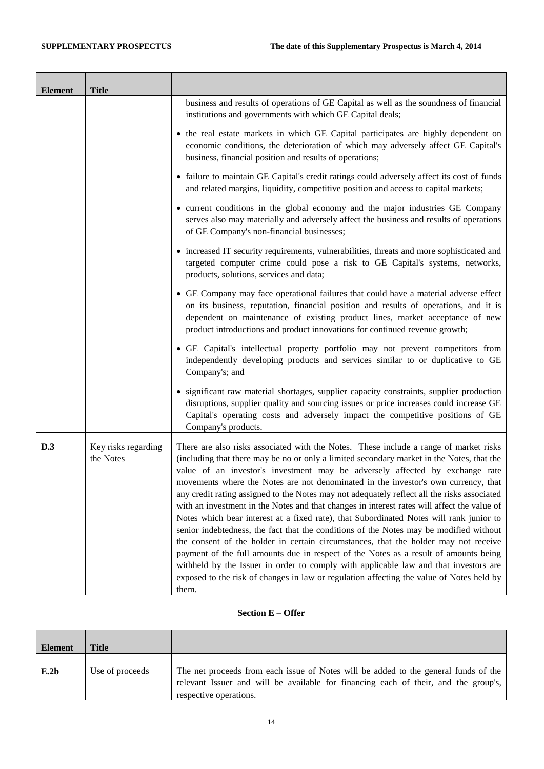| Element | Title | |
|---|---|---|
| | | business and results of operations of GE Capital as well as the soundness of financial institutions and governments with which GE Capital deals;<br><br>• the real estate markets in which GE Capital participates are highly dependent on economic conditions, the deterioration of which may adversely affect GE Capital's business, financial position and results of operations;<br><br>• failure to maintain GE Capital's credit ratings could adversely affect its cost of funds and related margins, liquidity, competitive position and access to capital markets;<br><br>• current conditions in the global economy and the major industries GE Company serves also may materially and adversely affect the business and results of operations of GE Company's non-financial businesses;<br><br>• increased IT security requirements, vulnerabilities, threats and more sophisticated and targeted computer crime could pose a risk to GE Capital's systems, networks, products, solutions, services and data;<br><br>• GE Company may face operational failures that could have a material adverse effect on its business, reputation, financial position and results of operations, and it is dependent on maintenance of existing product lines, market acceptance of new product introductions and product innovations for continued revenue growth;<br><br>• GE Capital's intellectual property portfolio may not prevent competitors from independently developing products and services similar to or duplicative to GE Company's; and<br><br>• significant raw material shortages, supplier capacity constraints, supplier production disruptions, supplier quality and sourcing issues or price increases could increase GE Capital's operating costs and adversely impact the competitive positions of GE Company's products. |
| **D.3** | Key risks regarding the Notes | There are also risks associated with the Notes. These include a range of market risks (including that there may be no or only a limited secondary market in the Notes, that the value of an investor's investment may be adversely affected by exchange rate movements where the Notes are not denominated in the investor's own currency, that any credit rating assigned to the Notes may not adequately reflect all the risks associated with an investment in the Notes and that changes in interest rates will affect the value of Notes which bear interest at a fixed rate), that Subordinated Notes will rank junior to senior indebtedness, the fact that the conditions of the Notes may be modified without the consent of the holder in certain circumstances, that the holder may not receive payment of the full amounts due in respect of the Notes as a result of amounts being withheld by the Issuer in order to comply with applicable law and that investors are exposed to the risk of changes in law or regulation affecting the value of Notes held by them. |

## Section E – Offer

| Element | Title | |
|---|---|---|
| **E.2b** | Use of proceeds | The net proceeds from each issue of Notes will be added to the general funds of the relevant Issuer and will be available for financing each of their, and the group's, respective operations. |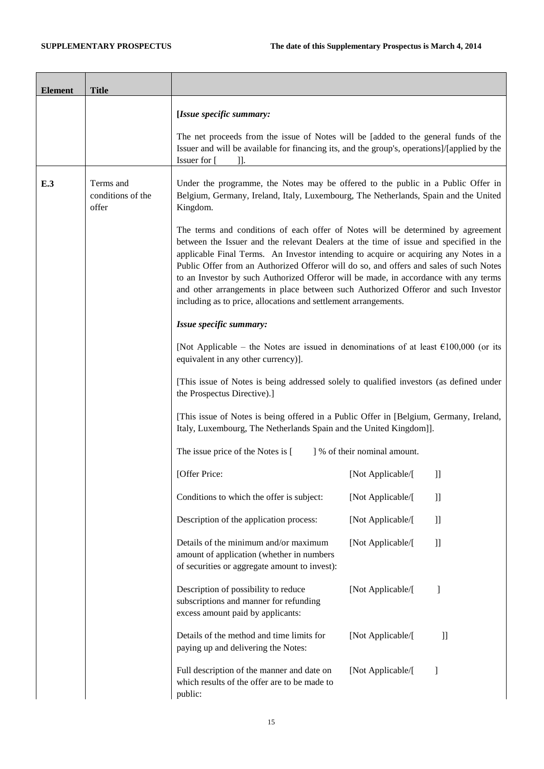| Element | Title | |
|---|---|---|
| | | **[*Issue specific summary:***<br><br>The net proceeds from the issue of Notes will be [added to the general funds of the Issuer and will be available for financing its, and the group's, operations]/[applied by the Issuer for [ ]]. |
| **E.3** | Terms and conditions of the offer | Under the programme, the Notes may be offered to the public in a Public Offer in Belgium, Germany, Ireland, Italy, Luxembourg, The Netherlands, Spain and the United Kingdom.<br><br>The terms and conditions of each offer of Notes will be determined by agreement between the Issuer and the relevant Dealers at the time of issue and specified in the applicable Final Terms. An Investor intending to acquire or acquiring any Notes in a Public Offer from an Authorized Offeror will do so, and offers and sales of such Notes to an Investor by such Authorized Offeror will be made, in accordance with any terms and other arrangements in place between such Authorized Offeror and such Investor including as to price, allocations and settlement arrangements.<br><br>***Issue specific summary:***<br><br>[Not Applicable – the Notes are issued in denominations of at least €100,000 (or its equivalent in any other currency)].<br><br>[This issue of Notes is being addressed solely to qualified investors (as defined under the Prospectus Directive).]<br><br>[This issue of Notes is being offered in a Public Offer in [Belgium, Germany, Ireland, Italy, Luxembourg, The Netherlands Spain and the United Kingdom]].<br><br>The issue price of the Notes is [ ] % of their nominal amount.<br><br>[Offer Price: [Not Applicable/[ ]]<br><br>Conditions to which the offer is subject: [Not Applicable/[ ]]<br><br>Description of the application process: [Not Applicable/[ ]]<br><br>Details of the minimum and/or maximum amount of application (whether in numbers of securities or aggregate amount to invest): [Not Applicable/[ ]]<br><br>Description of possibility to reduce subscriptions and manner for refunding excess amount paid by applicants: [Not Applicable/[ ]<br><br>Details of the method and time limits for paying up and delivering the Notes: [Not Applicable/[ ]]<br><br>Full description of the manner and date on which results of the offer are to be made to public: [Not Applicable/[ ] |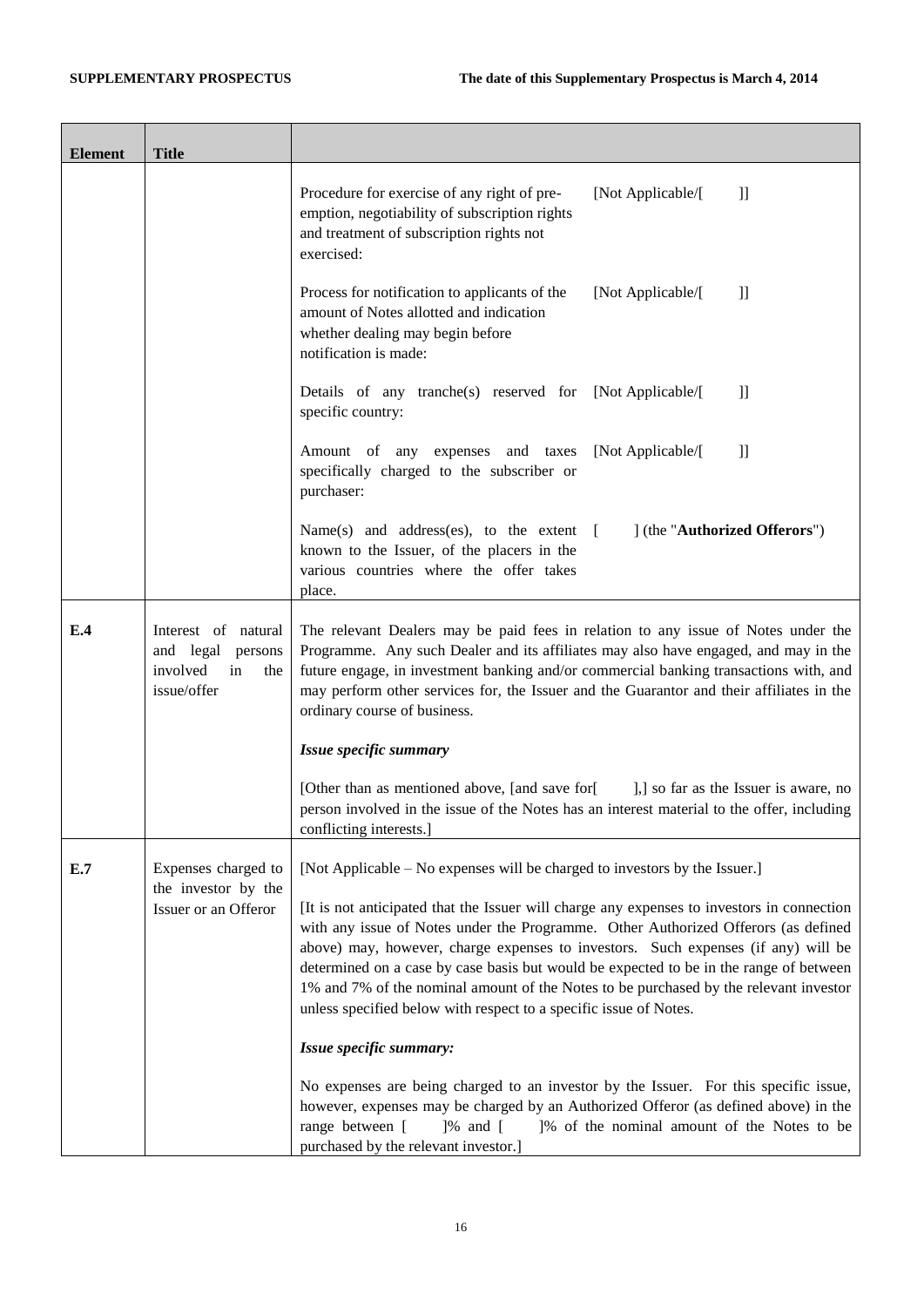| Element | Title | |
|---|---|---|
| | | Procedure for exercise of any right of pre-emption, negotiability of subscription rights and treatment of subscription rights not exercised: [Not Applicable/[ ]]<br><br>Process for notification to applicants of the amount of Notes allotted and indication whether dealing may begin before notification is made: [Not Applicable/[ ]]<br><br>Details of any tranche(s) reserved for specific country: [Not Applicable/[ ]]<br><br>Amount of any expenses and taxes specifically charged to the subscriber or purchaser: [Not Applicable/[ ]]<br><br>Name(s) and address(es), to the extent known to the Issuer, of the placers in the various countries where the offer takes place. [ ] (the "**Authorized Offerors**") |
| **E.4** | Interest of natural and legal persons involved in the issue/offer | The relevant Dealers may be paid fees in relation to any issue of Notes under the Programme. Any such Dealer and its affiliates may also have engaged, and may in the future engage, in investment banking and/or commercial banking transactions with, and may perform other services for, the Issuer and the Guarantor and their affiliates in the ordinary course of business.<br><br>***Issue specific summary***<br><br>[Other than as mentioned above, [and save for[ ],] so far as the Issuer is aware, no person involved in the issue of the Notes has an interest material to the offer, including conflicting interests.] |
| **E.7** | Expenses charged to the investor by the Issuer or an Offeror | [Not Applicable – No expenses will be charged to investors by the Issuer.]<br><br>[It is not anticipated that the Issuer will charge any expenses to investors in connection with any issue of Notes under the Programme. Other Authorized Offerors (as defined above) may, however, charge expenses to investors. Such expenses (if any) will be determined on a case by case basis but would be expected to be in the range of between 1% and 7% of the nominal amount of the Notes to be purchased by the relevant investor unless specified below with respect to a specific issue of Notes.<br><br>***Issue specific summary:***<br><br>No expenses are being charged to an investor by the Issuer. For this specific issue, however, expenses may be charged by an Authorized Offeror (as defined above) in the range between [ ]% and [ ]% of the nominal amount of the Notes to be purchased by the relevant investor.] |